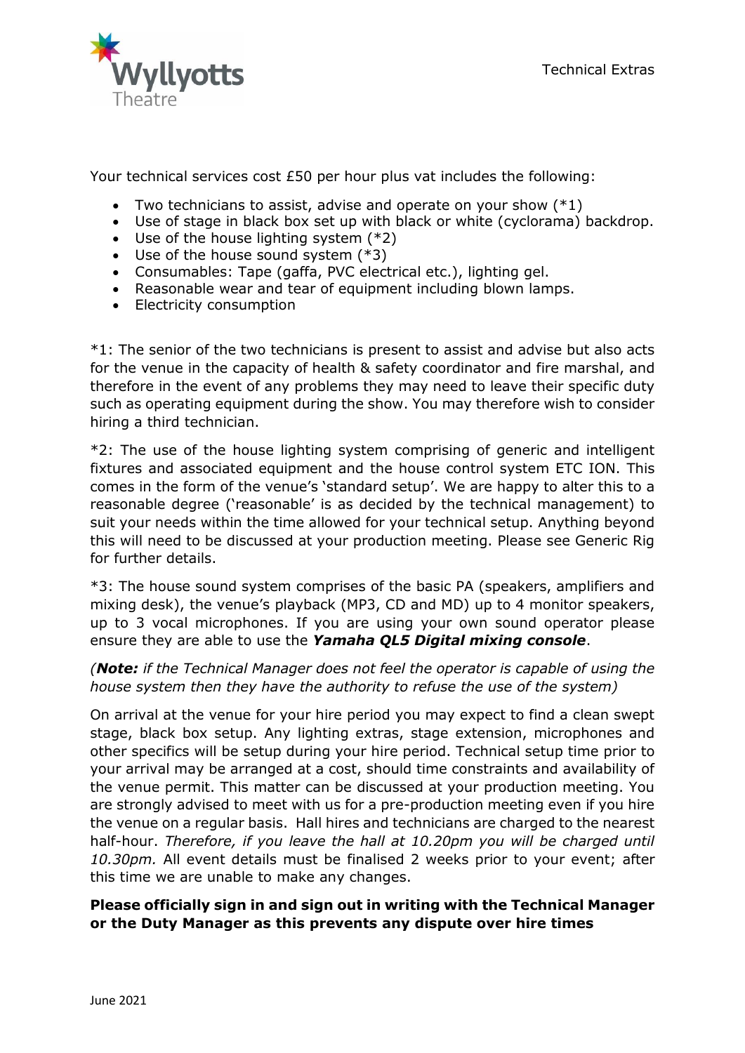Technical Extras

Your technical services cost £50 per hour plus vat includes the following:

- Two technicians to assist, advise and operate on your show (*1)
- Use of stage in black box set up with black or white (cyclorama) backdrop.
- Use of the house lighting system (*2)
- Use of the house sound system (*3)
- Consumables: Tape (gaffa, PVC electrical etc.), lighting gel.
- Reasonable wear and tear of equipment including blown lamps.
- Electricity consumption

*1: The senior of the two technicians is present to assist and advise but also acts for the venue in the capacity of health & safety coordinator and fire marshal, and therefore in the event of any problems they may need to leave their specific duty such as operating equipment during the show. You may therefore wish to consider hiring a third technician.

*2: The use of the house lighting system comprising of generic and intelligent fixtures and associated equipment and the house control system ETC ION. This comes in the form of the venue's 'standard setup'. We are happy to alter this to a reasonable degree ('reasonable' is as decided by the technical management) to suit your needs within the time allowed for your technical setup. Anything beyond this will need to be discussed at your production meeting. Please see Generic Rig for further details.

*3: The house sound system comprises of the basic PA (speakers, amplifiers and mixing desk), the venue's playback (MP3, CD and MD) up to 4 monitor speakers, up to 3 vocal microphones. If you are using your own sound operator please ensure they are able to use the ***Yamaha QL5 Digital mixing console***.

*(**Note:** if the Technical Manager does not feel the operator is capable of using the house system then they have the authority to refuse the use of the system)*

On arrival at the venue for your hire period you may expect to find a clean swept stage, black box setup. Any lighting extras, stage extension, microphones and other specifics will be setup during your hire period. Technical setup time prior to your arrival may be arranged at a cost, should time constraints and availability of the venue permit. This matter can be discussed at your production meeting. You are strongly advised to meet with us for a pre-production meeting even if you hire the venue on a regular basis. Hall hires and technicians are charged to the nearest half-hour. *Therefore, if you leave the hall at 10.20pm you will be charged until 10.30pm.* All event details must be finalised 2 weeks prior to your event; after this time we are unable to make any changes.

**Please officially sign in and sign out in writing with the Technical Manager or the Duty Manager as this prevents any dispute over hire times**

June 2021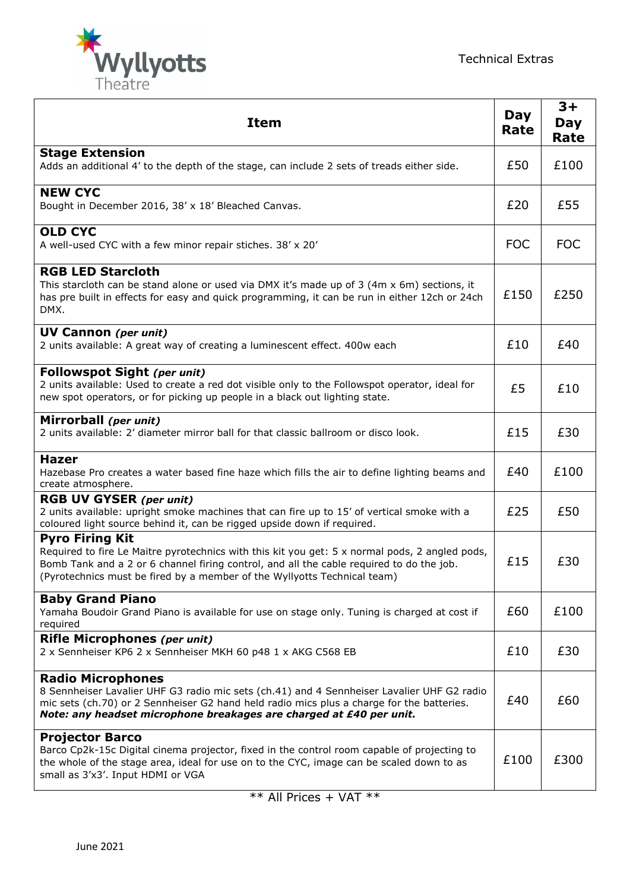Wyllyotts Theatre

Technical Extras

| Item | Day Rate | 3+ Day Rate |
|---|---|---|
| **Stage Extension**<br>Adds an additional 4' to the depth of the stage, can include 2 sets of treads either side. | £50 | £100 |
| **NEW CYC**<br>Bought in December 2016, 38' x 18' Bleached Canvas. | £20 | £55 |
| **OLD CYC**<br>A well-used CYC with a few minor repair stiches. 38' x 20' | FOC | FOC |
| **RGB LED Starcloth**<br>This starcloth can be stand alone or used via DMX it's made up of 3 (4m x 6m) sections, it has pre built in effects for easy and quick programming, it can be run in either 12ch or 24ch DMX. | £150 | £250 |
| **UV Cannon** ***(per unit)***<br>2 units available: A great way of creating a luminescent effect. 400w each | £10 | £40 |
| **Followspot Sight** ***(per unit)***<br>2 units available: Used to create a red dot visible only to the Followspot operator, ideal for new spot operators, or for picking up people in a black out lighting state. | £5 | £10 |
| **Mirrorball** ***(per unit)***<br>2 units available: 2' diameter mirror ball for that classic ballroom or disco look. | £15 | £30 |
| **Hazer**<br>Hazebase Pro creates a water based fine haze which fills the air to define lighting beams and create atmosphere. | £40 | £100 |
| **RGB UV GYSER** ***(per unit)***<br>2 units available: upright smoke machines that can fire up to 15' of vertical smoke with a coloured light source behind it, can be rigged upside down if required. | £25 | £50 |
| **Pyro Firing Kit**<br>Required to fire Le Maitre pyrotechnics with this kit you get: 5 x normal pods, 2 angled pods, Bomb Tank and a 2 or 6 channel firing control, and all the cable required to do the job. (Pyrotechnics must be fired by a member of the Wyllyotts Technical team) | £15 | £30 |
| **Baby Grand Piano**<br>Yamaha Boudoir Grand Piano is available for use on stage only. Tuning is charged at cost if required | £60 | £100 |
| **Rifle Microphones** ***(per unit)***<br>2 x Sennheiser KP6 2 x Sennheiser MKH 60 p48 1 x AKG C568 EB | £10 | £30 |
| **Radio Microphones**<br>8 Sennheiser Lavalier UHF G3 radio mic sets (ch.41) and 4 Sennheiser Lavalier UHF G2 radio mic sets (ch.70) or 2 Sennheiser G2 hand held radio mics plus a charge for the batteries.<br>***Note: any headset microphone breakages are charged at £40 per unit.*** | £40 | £60 |
| **Projector Barco**<br>Barco Cp2k-15c Digital cinema projector, fixed in the control room capable of projecting to the whole of the stage area, ideal for use on to the CYC, image can be scaled down to as small as 3'x3'. Input HDMI or VGA | £100 | £300 |

** All Prices + VAT **

June 2021